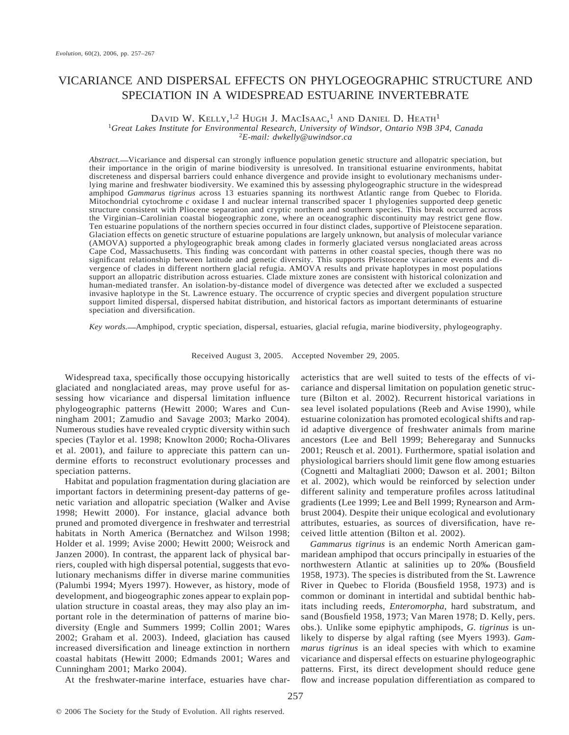# VICARIANCE AND DISPERSAL EFFECTS ON PHYLOGEOGRAPHIC STRUCTURE AND SPECIATION IN A WIDESPREAD ESTUARINE INVERTEBRATE

David W. Kelly,[1,2] Hugh J. MacIsaac,[1] and Daniel D. Heath[1]

[1]*Great Lakes Institute for Environmental Research, University of Windsor, Ontario N9B 3P4, Canada*

[2]*E-mail: dwkelly@uwindsor.ca*

*Abstract.*—Vicariance and dispersal can strongly influence population genetic structure and allopatric speciation, but their importance in the origin of marine biodiversity is unresolved. In transitional estuarine environments, habitat discreteness and dispersal barriers could enhance divergence and provide insight to evolutionary mechanisms underlying marine and freshwater biodiversity. We examined this by assessing phylogeographic structure in the widespread amphipod *Gammarus tigrinus* across 13 estuaries spanning its northwest Atlantic range from Quebec to Florida. Mitochondrial cytochrome *c* oxidase I and nuclear internal transcribed spacer 1 phylogenies supported deep genetic structure consistent with Pliocene separation and cryptic northern and southern species. This break occurred across the Virginian–Carolinian coastal biogeographic zone, where an oceanographic discontinuity may restrict gene flow. Ten estuarine populations of the northern species occurred in four distinct clades, supportive of Pleistocene separation. Glaciation effects on genetic structure of estuarine populations are largely unknown, but analysis of molecular variance (AMOVA) supported a phylogeographic break among clades in formerly glaciated versus nonglaciated areas across Cape Cod, Massachusetts. This finding was concordant with patterns in other coastal species, though there was no significant relationship between latitude and genetic diversity. This supports Pleistocene vicariance events and divergence of clades in different northern glacial refugia. AMOVA results and private haplotypes in most populations support an allopatric distribution across estuaries. Clade mixture zones are consistent with historical colonization and human-mediated transfer. An isolation-by-distance model of divergence was detected after we excluded a suspected invasive haplotype in the St. Lawrence estuary. The occurrence of cryptic species and divergent population structure support limited dispersal, dispersed habitat distribution, and historical factors as important determinants of estuarine speciation and diversification.

*Key words.*—Amphipod, cryptic speciation, dispersal, estuaries, glacial refugia, marine biodiversity, phylogeography.

Received August 3, 2005. Accepted November 29, 2005.

Widespread taxa, specifically those occupying historically glaciated and nonglaciated areas, may prove useful for assessing how vicariance and dispersal limitation influence phylogeographic patterns (Hewitt 2000; Wares and Cunningham 2001; Zamudio and Savage 2003; Marko 2004). Numerous studies have revealed cryptic diversity within such species (Taylor et al. 1998; Knowlton 2000; Rocha-Olivares et al. 2001), and failure to appreciate this pattern can undermine efforts to reconstruct evolutionary processes and speciation patterns.

Habitat and population fragmentation during glaciation are important factors in determining present-day patterns of genetic variation and allopatric speciation (Walker and Avise 1998; Hewitt 2000). For instance, glacial advance both pruned and promoted divergence in freshwater and terrestrial habitats in North America (Bernatchez and Wilson 1998; Holder et al. 1999; Avise 2000; Hewitt 2000; Weisrock and Janzen 2000). In contrast, the apparent lack of physical barriers, coupled with high dispersal potential, suggests that evolutionary mechanisms differ in diverse marine communities (Palumbi 1994; Myers 1997). However, as history, mode of development, and biogeographic zones appear to explain population structure in coastal areas, they may also play an important role in the determination of patterns of marine biodiversity (Engle and Summers 1999; Collin 2001; Wares 2002; Graham et al. 2003). Indeed, glaciation has caused increased diversification and lineage extinction in northern coastal habitats (Hewitt 2000; Edmands 2001; Wares and Cunningham 2001; Marko 2004).

At the freshwater-marine interface, estuaries have characteristics that are well suited to tests of the effects of vicariance and dispersal limitation on population genetic structure (Bilton et al. 2002). Recurrent historical variations in sea level isolated populations (Reeb and Avise 1990), while estuarine colonization has promoted ecological shifts and rapid adaptive divergence of freshwater animals from marine ancestors (Lee and Bell 1999; Beheregaray and Sunnucks 2001; Reusch et al. 2001). Furthermore, spatial isolation and physiological barriers should limit gene flow among estuaries (Cognetti and Maltagliati 2000; Dawson et al. 2001; Bilton et al. 2002), which would be reinforced by selection under different salinity and temperature profiles across latitudinal gradients (Lee 1999; Lee and Bell 1999; Rynearson and Armbrust 2004). Despite their unique ecological and evolutionary attributes, estuaries, as sources of diversification, have received little attention (Bilton et al. 2002).

*Gammarus tigrinus* is an endemic North American gammaridean amphipod that occurs principally in estuaries of the northwestern Atlantic at salinities up to 20‰ (Bousfield 1958, 1973). The species is distributed from the St. Lawrence River in Quebec to Florida (Bousfield 1958, 1973) and is common or dominant in intertidal and subtidal benthic habitats including reeds, *Enteromorpha*, hard substratum, and sand (Bousfield 1958, 1973; Van Maren 1978; D. Kelly, pers. obs.). Unlike some epiphytic amphipods, *G. tigrinus* is unlikely to disperse by algal rafting (see Myers 1993). *Gammarus tigrinus* is an ideal species with which to examine vicariance and dispersal effects on estuarine phylogeographic patterns. First, its direct development should reduce gene flow and increase population differentiation as compared to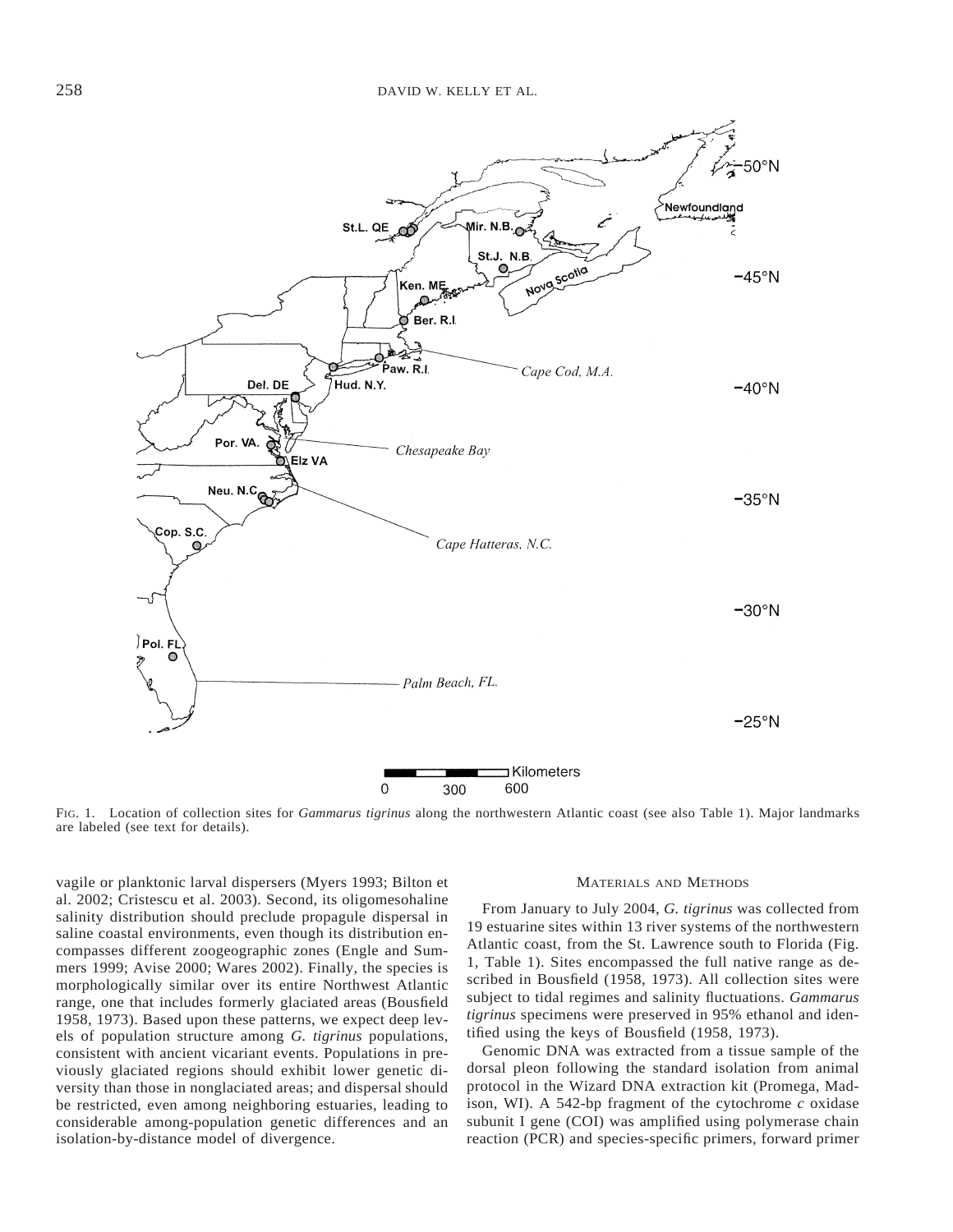FIG. 1. Location of collection sites for *Gammarus tigrinus* along the northwestern Atlantic coast (see also Table 1). Major landmarks are labeled (see text for details).

vagile or planktonic larval dispersers (Myers 1993; Bilton et al. 2002; Cristescu et al. 2003). Second, its oligomesohaline salinity distribution should preclude propagule dispersal in saline coastal environments, even though its distribution encompasses different zoogeographic zones (Engle and Summers 1999; Avise 2000; Wares 2002). Finally, the species is morphologically similar over its entire Northwest Atlantic range, one that includes formerly glaciated areas (Bousfield 1958, 1973). Based upon these patterns, we expect deep levels of population structure among *G. tigrinus* populations, consistent with ancient vicariant events. Populations in previously glaciated regions should exhibit lower genetic diversity than those in nonglaciated areas; and dispersal should be restricted, even among neighboring estuaries, leading to considerable among-population genetic differences and an isolation-by-distance model of divergence.

## MATERIALS AND METHODS

From January to July 2004, *G. tigrinus* was collected from 19 estuarine sites within 13 river systems of the northwestern Atlantic coast, from the St. Lawrence south to Florida (Fig. 1, Table 1). Sites encompassed the full native range as described in Bousfield (1958, 1973). All collection sites were subject to tidal regimes and salinity fluctuations. *Gammarus tigrinus* specimens were preserved in 95% ethanol and identified using the keys of Bousfield (1958, 1973).

Genomic DNA was extracted from a tissue sample of the dorsal pleon following the standard isolation from animal protocol in the Wizard DNA extraction kit (Promega, Madison, WI). A 542-bp fragment of the cytochrome *c* oxidase subunit I gene (COI) was amplified using polymerase chain reaction (PCR) and species-specific primers, forward primer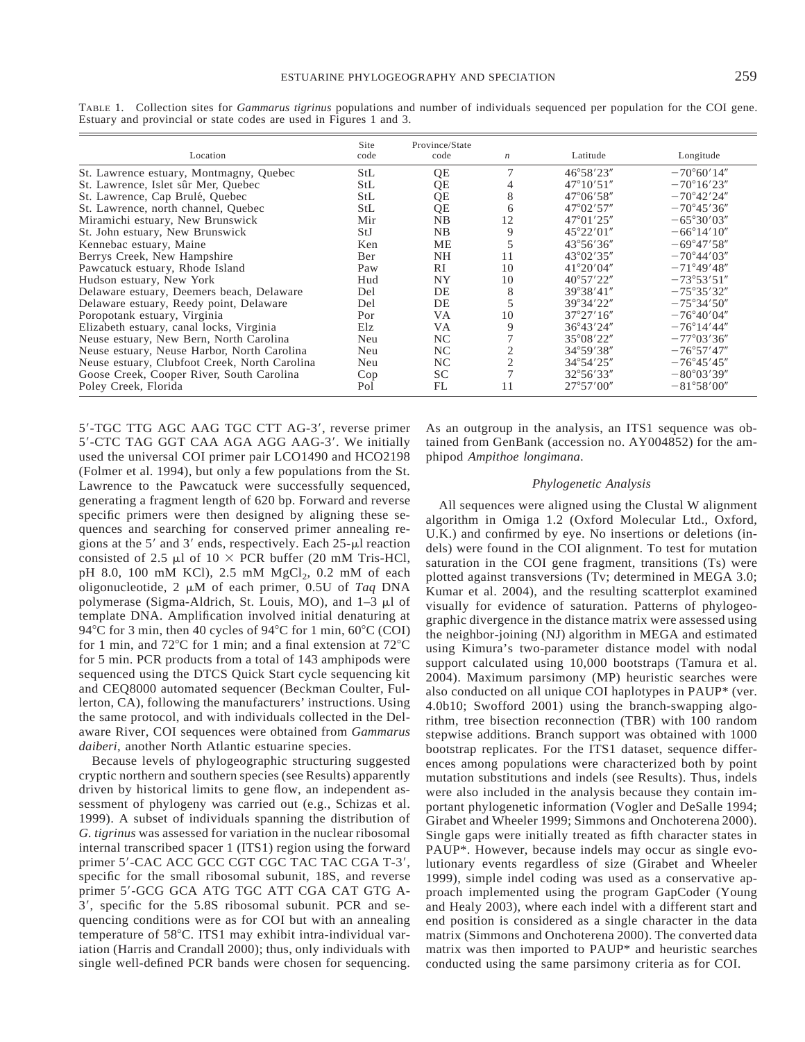TABLE 1. Collection sites for *Gammarus tigrinus* populations and number of individuals sequenced per population for the COI gene. Estuary and provincial or state codes are used in Figures 1 and 3.

| Location | Site code | Province/State code | $n$ | Latitude | Longitude |
|---|---|---|---|---|---|
| St. Lawrence estuary, Montmagny, Quebec | StL | QE | 7 | 46°58′23″ | −70°60′14″ |
| St. Lawrence, Islet sûr Mer, Quebec | StL | QE | 4 | 47°10′51″ | −70°16′23″ |
| St. Lawrence, Cap Brulé, Quebec | StL | QE | 8 | 47°06′58″ | −70°42′24″ |
| St. Lawrence, north channel, Quebec | StL | QE | 6 | 47°02′57″ | −70°45′36″ |
| Miramichi estuary, New Brunswick | Mir | NB | 12 | 47°01′25″ | −65°30′03″ |
| St. John estuary, New Brunswick | StJ | NB | 9 | 45°22′01″ | −66°14′10″ |
| Kennebac estuary, Maine | Ken | ME | 5 | 43°56′36″ | −69°47′58″ |
| Berrys Creek, New Hampshire | Ber | NH | 11 | 43°02′35″ | −70°44′03″ |
| Pawcatuck estuary, Rhode Island | Paw | RI | 10 | 41°20′04″ | −71°49′48″ |
| Hudson estuary, New York | Hud | NY | 10 | 40°57′22″ | −73°53′51″ |
| Delaware estuary, Deemers beach, Delaware | Del | DE | 8 | 39°38′41″ | −75°35′32″ |
| Delaware estuary, Reedy point, Delaware | Del | DE | 5 | 39°34′22″ | −75°34′50″ |
| Poropotank estuary, Virginia | Por | VA | 10 | 37°27′16″ | −76°40′04″ |
| Elizabeth estuary, canal locks, Virginia | Elz | VA | 9 | 36°43′24″ | −76°14′44″ |
| Neuse estuary, New Bern, North Carolina | Neu | NC | 7 | 35°08′22″ | −77°03′36″ |
| Neuse estuary, Neuse Harbor, North Carolina | Neu | NC | 2 | 34°59′38″ | −76°57′47″ |
| Neuse estuary, Clubfoot Creek, North Carolina | Neu | NC | 2 | 34°54′25″ | −76°45′45″ |
| Goose Creek, Cooper River, South Carolina | Cop | SC | 7 | 32°56′33″ | −80°03′39″ |
| Poley Creek, Florida | Pol | FL | 11 | 27°57′00″ | −81°58′00″ |

5′-TGC TTG AGC AAG TGC CTT AG-3′, reverse primer 5′-CTC TAG GGT CAA AGA AGG AAG-3′. We initially used the universal COI primer pair LCO1490 and HCO2198 (Folmer et al. 1994), but only a few populations from the St. Lawrence to the Pawcatuck were successfully sequenced, generating a fragment length of 620 bp. Forward and reverse specific primers were then designed by aligning these sequences and searching for conserved primer annealing regions at the 5′ and 3′ ends, respectively. Each 25-μl reaction consisted of 2.5 μl of 10 × PCR buffer (20 mM Tris-HCl, pH 8.0, 100 mM KCl), 2.5 mM $MgCl_2$, 0.2 mM of each oligonucleotide, 2 μM of each primer, 0.5U of *Taq* DNA polymerase (Sigma-Aldrich, St. Louis, MO), and 1–3 μl of template DNA. Amplification involved initial denaturing at 94°C for 3 min, then 40 cycles of 94°C for 1 min, 60°C (COI) for 1 min, and 72°C for 1 min; and a final extension at 72°C for 5 min. PCR products from a total of 143 amphipods were sequenced using the DTCS Quick Start cycle sequencing kit and CEQ8000 automated sequencer (Beckman Coulter, Fullerton, CA), following the manufacturers' instructions. Using the same protocol, and with individuals collected in the Delaware River, COI sequences were obtained from *Gammarus daiberi*, another North Atlantic estuarine species.

Because levels of phylogeographic structuring suggested cryptic northern and southern species (see Results) apparently driven by historical limits to gene flow, an independent assessment of phylogeny was carried out (e.g., Schizas et al. 1999). A subset of individuals spanning the distribution of *G. tigrinus* was assessed for variation in the nuclear ribosomal internal transcribed spacer 1 (ITS1) region using the forward primer 5′-CAC ACC GCC CGT CGC TAC TAC CGA T-3′, specific for the small ribosomal subunit, 18S, and reverse primer 5′-GCG GCA ATG TGC ATT CGA CAT GTG A-3′, specific for the 5.8S ribosomal subunit. PCR and sequencing conditions were as for COI but with an annealing temperature of 58°C. ITS1 may exhibit intra-individual variation (Harris and Crandall 2000); thus, only individuals with single well-defined PCR bands were chosen for sequencing. As an outgroup in the analysis, an ITS1 sequence was obtained from GenBank (accession no. AY004852) for the amphipod *Ampithoe longimana*.

### *Phylogenetic Analysis*

All sequences were aligned using the Clustal W alignment algorithm in Omiga 1.2 (Oxford Molecular Ltd., Oxford, U.K.) and confirmed by eye. No insertions or deletions (indels) were found in the COI alignment. To test for mutation saturation in the COI gene fragment, transitions (Ts) were plotted against transversions (Tv; determined in MEGA 3.0; Kumar et al. 2004), and the resulting scatterplot examined visually for evidence of saturation. Patterns of phylogeographic divergence in the distance matrix were assessed using the neighbor-joining (NJ) algorithm in MEGA and estimated using Kimura's two-parameter distance model with nodal support calculated using 10,000 bootstraps (Tamura et al. 2004). Maximum parsimony (MP) heuristic searches were also conducted on all unique COI haplotypes in PAUP* (ver. 4.0b10; Swofford 2001) using the branch-swapping algorithm, tree bisection reconnection (TBR) with 100 random stepwise additions. Branch support was obtained with 1000 bootstrap replicates. For the ITS1 dataset, sequence differences among populations were characterized both by point mutation substitutions and indels (see Results). Thus, indels were also included in the analysis because they contain important phylogenetic information (Vogler and DeSalle 1994; Girabet and Wheeler 1999; Simmons and Onchoterena 2000). Single gaps were initially treated as fifth character states in PAUP*. However, because indels may occur as single evolutionary events regardless of size (Girabet and Wheeler 1999), simple indel coding was used as a conservative approach implemented using the program GapCoder (Young and Healy 2003), where each indel with a different start and end position is considered as a single character in the data matrix (Simmons and Onchoterena 2000). The converted data matrix was then imported to PAUP* and heuristic searches conducted using the same parsimony criteria as for COI.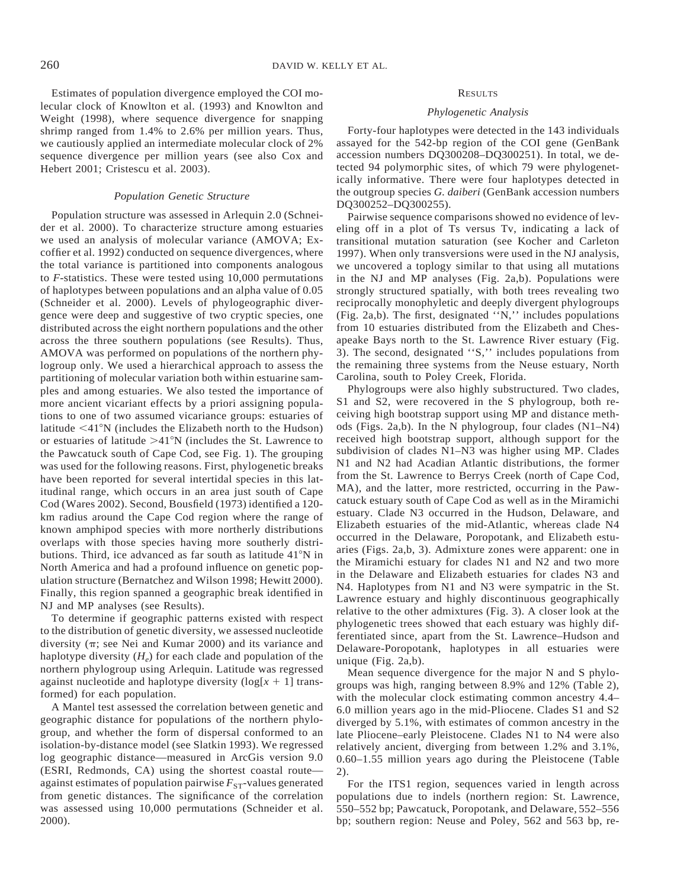Estimates of population divergence employed the COI molecular clock of Knowlton et al. (1993) and Knowlton and Weight (1998), where sequence divergence for snapping shrimp ranged from 1.4% to 2.6% per million years. Thus, we cautiously applied an intermediate molecular clock of 2% sequence divergence per million years (see also Cox and Hebert 2001; Cristescu et al. 2003).

### Population Genetic Structure

Population structure was assessed in Arlequin 2.0 (Schneider et al. 2000). To characterize structure among estuaries we used an analysis of molecular variance (AMOVA; Excoffier et al. 1992) conducted on sequence divergences, where the total variance is partitioned into components analogous to *F*-statistics. These were tested using 10,000 permutations of haplotypes between populations and an alpha value of 0.05 (Schneider et al. 2000). Levels of phylogeographic divergence were deep and suggestive of two cryptic species, one distributed across the eight northern populations and the other across the three southern populations (see Results). Thus, AMOVA was performed on populations of the northern phylogroup only. We used a hierarchical approach to assess the partitioning of molecular variation both within estuarine samples and among estuaries. We also tested the importance of more ancient vicariant effects by a priori assigning populations to one of two assumed vicariance groups: estuaries of latitude <41°N (includes the Elizabeth north to the Hudson) or estuaries of latitude >41°N (includes the St. Lawrence to the Pawcatuck south of Cape Cod, see Fig. 1). The grouping was used for the following reasons. First, phylogenetic breaks have been reported for several intertidal species in this latitudinal range, which occurs in an area just south of Cape Cod (Wares 2002). Second, Bousfield (1973) identified a 120-km radius around the Cape Cod region where the range of known amphipod species with more northerly distributions overlaps with those species having more southerly distributions. Third, ice advanced as far south as latitude 41°N in North America and had a profound influence on genetic population structure (Bernatchez and Wilson 1998; Hewitt 2000). Finally, this region spanned a geographic break identified in NJ and MP analyses (see Results).

To determine if geographic patterns existed with respect to the distribution of genetic diversity, we assessed nucleotide diversity ($\pi$; see Nei and Kumar 2000) and its variance and haplotype diversity ($H_e$) for each clade and population of the northern phylogroup using Arlequin. Latitude was regressed against nucleotide and haplotype diversity ($\log[x + 1]$ transformed) for each population.

A Mantel test assessed the correlation between genetic and geographic distance for populations of the northern phylogroup, and whether the form of dispersal conformed to an isolation-by-distance model (see Slatkin 1993). We regressed log geographic distance—measured in ArcGis version 9.0 (ESRI, Redmonds, CA) using the shortest coastal route—against estimates of population pairwise $F_{ST}$-values generated from genetic distances. The significance of the correlation was assessed using 10,000 permutations (Schneider et al. 2000).

## Results

### Phylogenetic Analysis

Forty-four haplotypes were detected in the 143 individuals assayed for the 542-bp region of the COI gene (GenBank accession numbers DQ300208–DQ300251). In total, we detected 94 polymorphic sites, of which 79 were phylogenetically informative. There were four haplotypes detected in the outgroup species *G. daiberi* (GenBank accession numbers DQ300252–DQ300255).

Pairwise sequence comparisons showed no evidence of leveling off in a plot of Ts versus Tv, indicating a lack of transitional mutation saturation (see Kocher and Carleton 1997). When only transversions were used in the NJ analysis, we uncovered a toplogy similar to that using all mutations in the NJ and MP analyses (Fig. 2a,b). Populations were strongly structured spatially, with both trees revealing two reciprocally monophyletic and deeply divergent phylogroups (Fig. 2a,b). The first, designated "N," includes populations from 10 estuaries distributed from the Elizabeth and Chesapeake Bays north to the St. Lawrence River estuary (Fig. 3). The second, designated "S," includes populations from the remaining three systems from the Neuse estuary, North Carolina, south to Poley Creek, Florida.

Phylogroups were also highly substructured. Two clades, S1 and S2, were recovered in the S phylogroup, both receiving high bootstrap support using MP and distance methods (Figs. 2a,b). In the N phylogroup, four clades (N1–N4) received high bootstrap support, although support for the subdivision of clades N1–N3 was higher using MP. Clades N1 and N2 had Acadian Atlantic distributions, the former from the St. Lawrence to Berrys Creek (north of Cape Cod, MA), and the latter, more restricted, occurring in the Pawcatuck estuary south of Cape Cod as well as in the Miramichi estuary. Clade N3 occurred in the Hudson, Delaware, and Elizabeth estuaries of the mid-Atlantic, whereas clade N4 occurred in the Delaware, Poropotank, and Elizabeth estuaries (Figs. 2a,b, 3). Admixture zones were apparent: one in the Miramichi estuary for clades N1 and N2 and two more in the Delaware and Elizabeth estuaries for clades N3 and N4. Haplotypes from N1 and N3 were sympatric in the St. Lawrence estuary and highly discontinuous geographically relative to the other admixtures (Fig. 3). A closer look at the phylogenetic trees showed that each estuary was highly differentiated since, apart from the St. Lawrence–Hudson and Delaware-Poropotank, haplotypes in all estuaries were unique (Fig. 2a,b).

Mean sequence divergence for the major N and S phylogroups was high, ranging between 8.9% and 12% (Table 2), with the molecular clock estimating common ancestry 4.4–6.0 million years ago in the mid-Pliocene. Clades S1 and S2 diverged by 5.1%, with estimates of common ancestry in the late Pliocene–early Pleistocene. Clades N1 to N4 were also relatively ancient, diverging from between 1.2% and 3.1%, 0.60–1.55 million years ago during the Pleistocene (Table 2).

For the ITS1 region, sequences varied in length across populations due to indels (northern region: St. Lawrence, 550–552 bp; Pawcatuck, Poropotank, and Delaware, 552–556 bp; southern region: Neuse and Poley, 562 and 563 bp, re-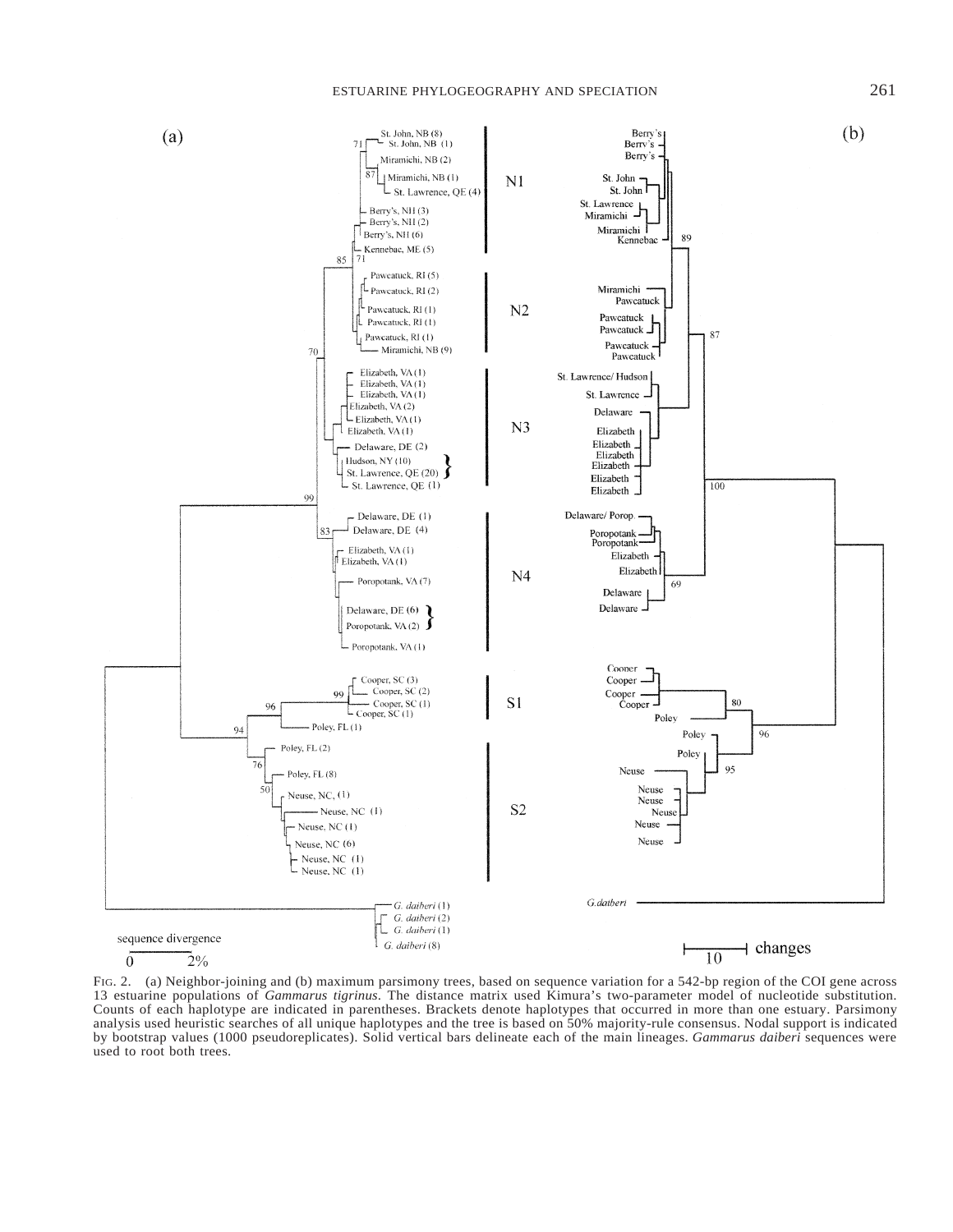FIG. 2. (a) Neighbor-joining and (b) maximum parsimony trees, based on sequence variation for a 542-bp region of the COI gene across 13 estuarine populations of *Gammarus tigrinus.* The distance matrix used Kimura's two-parameter model of nucleotide substitution. Counts of each haplotype are indicated in parentheses. Brackets denote haplotypes that occurred in more than one estuary. Parsimony analysis used heuristic searches of all unique haplotypes and the tree is based on 50% majority-rule consensus. Nodal support is indicated by bootstrap values (1000 pseudoreplicates). Solid vertical bars delineate each of the main lineages. *Gammarus daiberi* sequences were used to root both trees.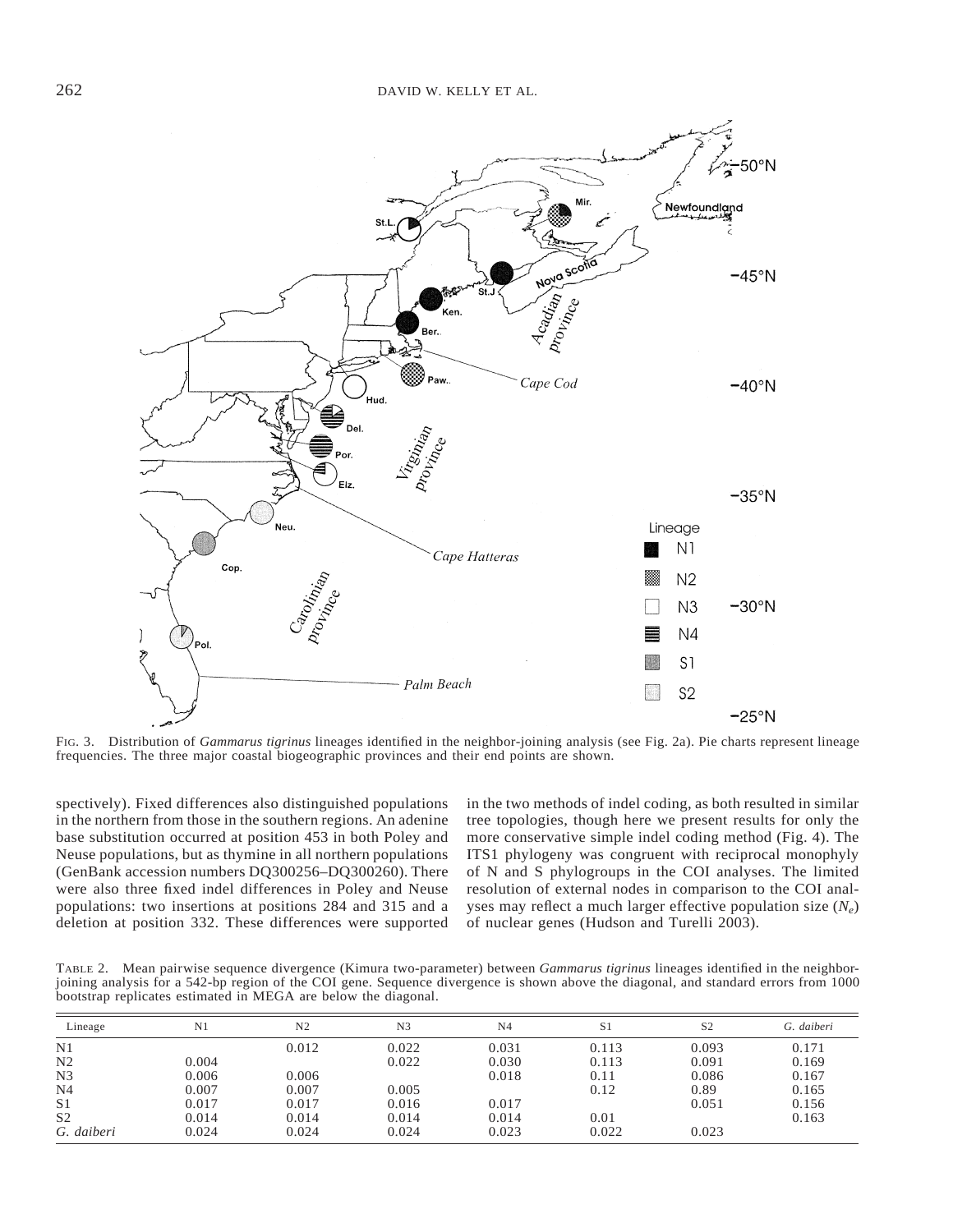FIG. 3. Distribution of *Gammarus tigrinus* lineages identified in the neighbor-joining analysis (see Fig. 2a). Pie charts represent lineage frequencies. The three major coastal biogeographic provinces and their end points are shown.

spectively). Fixed differences also distinguished populations in the northern from those in the southern regions. An adenine base substitution occurred at position 453 in both Poley and Neuse populations, but as thymine in all northern populations (GenBank accession numbers DQ300256–DQ300260). There were also three fixed indel differences in Poley and Neuse populations: two insertions at positions 284 and 315 and a deletion at position 332. These differences were supported in the two methods of indel coding, as both resulted in similar tree topologies, though here we present results for only the more conservative simple indel coding method (Fig. 4). The ITS1 phylogeny was congruent with reciprocal monophyly of N and S phylogroups in the COI analyses. The limited resolution of external nodes in comparison to the COI analyses may reflect a much larger effective population size ($N_e$) of nuclear genes (Hudson and Turelli 2003).

TABLE 2. Mean pairwise sequence divergence (Kimura two-parameter) between *Gammarus tigrinus* lineages identified in the neighbor-joining analysis for a 542-bp region of the COI gene. Sequence divergence is shown above the diagonal, and standard errors from 1000 bootstrap replicates estimated in MEGA are below the diagonal.

| Lineage | N1 | N2 | N3 | N4 | S1 | S2 | *G. daiberi* |
|---|---|---|---|---|---|---|---|
| N1 | | 0.012 | 0.022 | 0.031 | 0.113 | 0.093 | 0.171 |
| N2 | 0.004 | | 0.022 | 0.030 | 0.113 | 0.091 | 0.169 |
| N3 | 0.006 | 0.006 | | 0.018 | 0.11 | 0.086 | 0.167 |
| N4 | 0.007 | 0.007 | 0.005 | | 0.12 | 0.89 | 0.165 |
| S1 | 0.017 | 0.017 | 0.016 | 0.017 | | 0.051 | 0.156 |
| S2 | 0.014 | 0.014 | 0.014 | 0.014 | 0.01 | | 0.163 |
| *G. daiberi* | 0.024 | 0.024 | 0.024 | 0.023 | 0.022 | 0.023 | |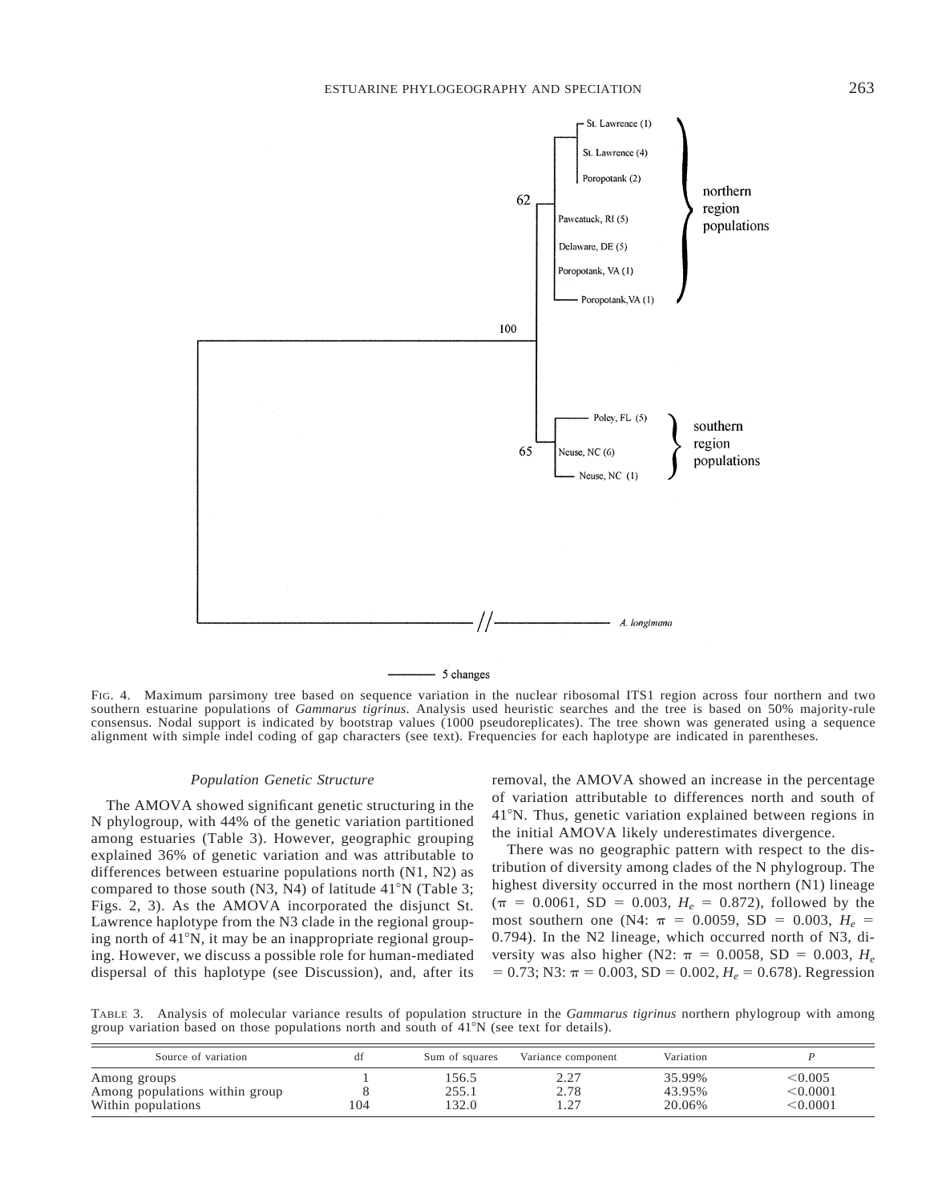FIG. 4. Maximum parsimony tree based on sequence variation in the nuclear ribosomal ITS1 region across four northern and two southern estuarine populations of *Gammarus tigrinus*. Analysis used heuristic searches and the tree is based on 50% majority-rule consensus. Nodal support is indicated by bootstrap values (1000 pseudoreplicates). The tree shown was generated using a sequence alignment with simple indel coding of gap characters (see text). Frequencies for each haplotype are indicated in parentheses.

### *Population Genetic Structure*

The AMOVA showed significant genetic structuring in the N phylogroup, with 44% of the genetic variation partitioned among estuaries (Table 3). However, geographic grouping explained 36% of genetic variation and was attributable to differences between estuarine populations north (N1, N2) as compared to those south (N3, N4) of latitude 41°N (Table 3; Figs. 2, 3). As the AMOVA incorporated the disjunct St. Lawrence haplotype from the N3 clade in the regional grouping north of 41°N, it may be an inappropriate regional grouping. However, we discuss a possible role for human-mediated dispersal of this haplotype (see Discussion), and, after its removal, the AMOVA showed an increase in the percentage of variation attributable to differences north and south of 41°N. Thus, genetic variation explained between regions in the initial AMOVA likely underestimates divergence.

There was no geographic pattern with respect to the distribution of diversity among clades of the N phylogroup. The highest diversity occurred in the most northern (N1) lineage ($\pi$ = 0.0061, SD = 0.003, $H_e$ = 0.872), followed by the most southern one (N4: $\pi$ = 0.0059, SD = 0.003, $H_e$ = 0.794). In the N2 lineage, which occurred north of N3, diversity was also higher (N2: $\pi$ = 0.0058, SD = 0.003, $H_e$ = 0.73; N3: $\pi$ = 0.003, SD = 0.002, $H_e$ = 0.678). Regression

TABLE 3. Analysis of molecular variance results of population structure in the *Gammarus tigrinus* northern phylogroup with among group variation based on those populations north and south of 41°N (see text for details).

| Source of variation | df | Sum of squares | Variance component | Variation | *P* |
|---|---|---|---|---|---|
| Among groups | 1 | 156.5 | 2.27 | 35.99% | <0.005 |
| Among populations within group | 8 | 255.1 | 2.78 | 43.95% | <0.0001 |
| Within populations | 104 | 132.0 | 1.27 | 20.06% | <0.0001 |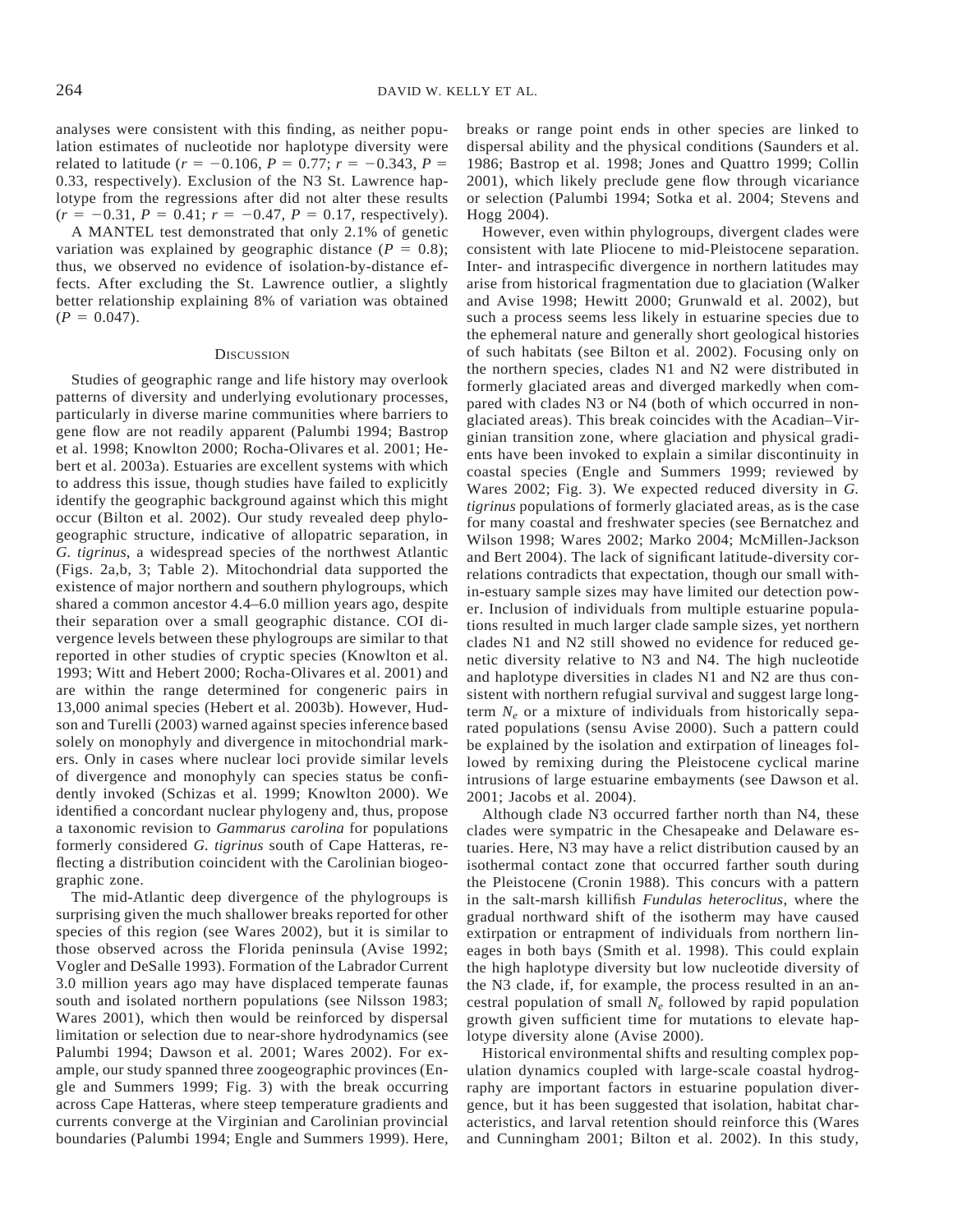analyses were consistent with this finding, as neither population estimates of nucleotide nor haplotype diversity were related to latitude ($r = -0.106$, $P = 0.77$; $r = -0.343$, $P = 0.33$, respectively). Exclusion of the N3 St. Lawrence haplotype from the regressions after did not alter these results ($r = -0.31$, $P = 0.41$; $r = -0.47$, $P = 0.17$, respectively).

A MANTEL test demonstrated that only 2.1% of genetic variation was explained by geographic distance ($P = 0.8$); thus, we observed no evidence of isolation-by-distance effects. After excluding the St. Lawrence outlier, a slightly better relationship explaining 8% of variation was obtained ($P = 0.047$).

## Discussion

Studies of geographic range and life history may overlook patterns of diversity and underlying evolutionary processes, particularly in diverse marine communities where barriers to gene flow are not readily apparent (Palumbi 1994; Bastrop et al. 1998; Knowlton 2000; Rocha-Olivares et al. 2001; Hebert et al. 2003a). Estuaries are excellent systems with which to address this issue, though studies have failed to explicitly identify the geographic background against which this might occur (Bilton et al. 2002). Our study revealed deep phylogeographic structure, indicative of allopatric separation, in *G. tigrinus*, a widespread species of the northwest Atlantic (Figs. 2a,b, 3; Table 2). Mitochondrial data supported the existence of major northern and southern phylogroups, which shared a common ancestor 4.4–6.0 million years ago, despite their separation over a small geographic distance. COI divergence levels between these phylogroups are similar to that reported in other studies of cryptic species (Knowlton et al. 1993; Witt and Hebert 2000; Rocha-Olivares et al. 2001) and are within the range determined for congeneric pairs in 13,000 animal species (Hebert et al. 2003b). However, Hudson and Turelli (2003) warned against species inference based solely on monophyly and divergence in mitochondrial markers. Only in cases where nuclear loci provide similar levels of divergence and monophyly can species status be confidently invoked (Schizas et al. 1999; Knowlton 2000). We identified a concordant nuclear phylogeny and, thus, propose a taxonomic revision to *Gammarus carolina* for populations formerly considered *G. tigrinus* south of Cape Hatteras, reflecting a distribution coincident with the Carolinian biogeographic zone.

The mid-Atlantic deep divergence of the phylogroups is surprising given the much shallower breaks reported for other species of this region (see Wares 2002), but it is similar to those observed across the Florida peninsula (Avise 1992; Vogler and DeSalle 1993). Formation of the Labrador Current 3.0 million years ago may have displaced temperate faunas south and isolated northern populations (see Nilsson 1983; Wares 2001), which then would be reinforced by dispersal limitation or selection due to near-shore hydrodynamics (see Palumbi 1994; Dawson et al. 2001; Wares 2002). For example, our study spanned three zoogeographic provinces (Engle and Summers 1999; Fig. 3) with the break occurring across Cape Hatteras, where steep temperature gradients and currents converge at the Virginian and Carolinian provincial boundaries (Palumbi 1994; Engle and Summers 1999). Here, breaks or range point ends in other species are linked to dispersal ability and the physical conditions (Saunders et al. 1986; Bastrop et al. 1998; Jones and Quattro 1999; Collin 2001), which likely preclude gene flow through vicariance or selection (Palumbi 1994; Sotka et al. 2004; Stevens and Hogg 2004).

However, even within phylogroups, divergent clades were consistent with late Pliocene to mid-Pleistocene separation. Inter- and intraspecific divergence in northern latitudes may arise from historical fragmentation due to glaciation (Walker and Avise 1998; Hewitt 2000; Grunwald et al. 2002), but such a process seems less likely in estuarine species due to the ephemeral nature and generally short geological histories of such habitats (see Bilton et al. 2002). Focusing only on the northern species, clades N1 and N2 were distributed in formerly glaciated areas and diverged markedly when compared with clades N3 or N4 (both of which occurred in nonglaciated areas). This break coincides with the Acadian–Virginian transition zone, where glaciation and physical gradients have been invoked to explain a similar discontinuity in coastal species (Engle and Summers 1999; reviewed by Wares 2002; Fig. 3). We expected reduced diversity in *G. tigrinus* populations of formerly glaciated areas, as is the case for many coastal and freshwater species (see Bernatchez and Wilson 1998; Wares 2002; Marko 2004; McMillen-Jackson and Bert 2004). The lack of significant latitude-diversity correlations contradicts that expectation, though our small within-estuary sample sizes may have limited our detection power. Inclusion of individuals from multiple estuarine populations resulted in much larger clade sample sizes, yet northern clades N1 and N2 still showed no evidence for reduced genetic diversity relative to N3 and N4. The high nucleotide and haplotype diversities in clades N1 and N2 are thus consistent with northern refugial survival and suggest large long-term $N_e$ or a mixture of individuals from historically separated populations (sensu Avise 2000). Such a pattern could be explained by the isolation and extirpation of lineages followed by remixing during the Pleistocene cyclical marine intrusions of large estuarine embayments (see Dawson et al. 2001; Jacobs et al. 2004).

Although clade N3 occurred farther north than N4, these clades were sympatric in the Chesapeake and Delaware estuaries. Here, N3 may have a relict distribution caused by an isothermal contact zone that occurred farther south during the Pleistocene (Cronin 1988). This concurs with a pattern in the salt-marsh killifish *Fundulas heteroclitus*, where the gradual northward shift of the isotherm may have caused extirpation or entrapment of individuals from northern lineages in both bays (Smith et al. 1998). This could explain the high haplotype diversity but low nucleotide diversity of the N3 clade, if, for example, the process resulted in an ancestral population of small $N_e$ followed by rapid population growth given sufficient time for mutations to elevate haplotype diversity alone (Avise 2000).

Historical environmental shifts and resulting complex population dynamics coupled with large-scale coastal hydrography are important factors in estuarine population divergence, but it has been suggested that isolation, habitat characteristics, and larval retention should reinforce this (Wares and Cunningham 2001; Bilton et al. 2002). In this study,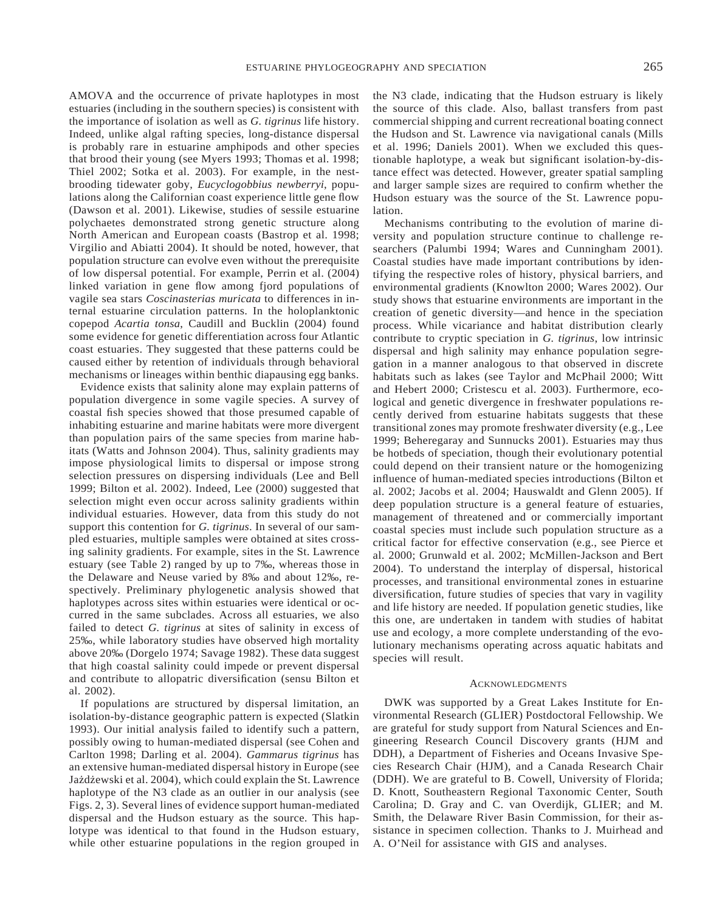AMOVA and the occurrence of private haplotypes in most estuaries (including in the southern species) is consistent with the importance of isolation as well as *G. tigrinus* life history. Indeed, unlike algal rafting species, long-distance dispersal is probably rare in estuarine amphipods and other species that brood their young (see Myers 1993; Thomas et al. 1998; Thiel 2002; Sotka et al. 2003). For example, in the nest-brooding tidewater goby, *Eucyclogobbius newberryi*, populations along the Californian coast experience little gene flow (Dawson et al. 2001). Likewise, studies of sessile estuarine polychaetes demonstrated strong genetic structure along North American and European coasts (Bastrop et al. 1998; Virgilio and Abiatti 2004). It should be noted, however, that population structure can evolve even without the prerequisite of low dispersal potential. For example, Perrin et al. (2004) linked variation in gene flow among fjord populations of vagile sea stars *Coscinasterias muricata* to differences in internal estuarine circulation patterns. In the holoplanktonic copepod *Acartia tonsa*, Caudill and Bucklin (2004) found some evidence for genetic differentiation across four Atlantic coast estuaries. They suggested that these patterns could be caused either by retention of individuals through behavioral mechanisms or lineages within benthic diapausing egg banks.

Evidence exists that salinity alone may explain patterns of population divergence in some vagile species. A survey of coastal fish species showed that those presumed capable of inhabiting estuarine and marine habitats were more divergent than population pairs of the same species from marine habitats (Watts and Johnson 2004). Thus, salinity gradients may impose physiological limits to dispersal or impose strong selection pressures on dispersing individuals (Lee and Bell 1999; Bilton et al. 2002). Indeed, Lee (2000) suggested that selection might even occur across salinity gradients within individual estuaries. However, data from this study do not support this contention for *G. tigrinus*. In several of our sampled estuaries, multiple samples were obtained at sites crossing salinity gradients. For example, sites in the St. Lawrence estuary (see Table 2) ranged by up to 7‰, whereas those in the Delaware and Neuse varied by 8‰ and about 12‰, respectively. Preliminary phylogenetic analysis showed that haplotypes across sites within estuaries were identical or occurred in the same subclades. Across all estuaries, we also failed to detect *G. tigrinus* at sites of salinity in excess of 25‰, while laboratory studies have observed high mortality above 20‰ (Dorgelo 1974; Savage 1982). These data suggest that high coastal salinity could impede or prevent dispersal and contribute to allopatric diversification (sensu Bilton et al. 2002).

If populations are structured by dispersal limitation, an isolation-by-distance geographic pattern is expected (Slatkin 1993). Our initial analysis failed to identify such a pattern, possibly owing to human-mediated dispersal (see Cohen and Carlton 1998; Darling et al. 2004). *Gammarus tigrinus* has an extensive human-mediated dispersal history in Europe (see Jażdżewski et al. 2004), which could explain the St. Lawrence haplotype of the N3 clade as an outlier in our analysis (see Figs. 2, 3). Several lines of evidence support human-mediated dispersal and the Hudson estuary as the source. This haplotype was identical to that found in the Hudson estuary, while other estuarine populations in the region grouped in the N3 clade, indicating that the Hudson estruary is likely the source of this clade. Also, ballast transfers from past commercial shipping and current recreational boating connect the Hudson and St. Lawrence via navigational canals (Mills et al. 1996; Daniels 2001). When we excluded this questionable haplotype, a weak but significant isolation-by-distance effect was detected. However, greater spatial sampling and larger sample sizes are required to confirm whether the Hudson estuary was the source of the St. Lawrence population.

Mechanisms contributing to the evolution of marine diversity and population structure continue to challenge researchers (Palumbi 1994; Wares and Cunningham 2001). Coastal studies have made important contributions by identifying the respective roles of history, physical barriers, and environmental gradients (Knowlton 2000; Wares 2002). Our study shows that estuarine environments are important in the creation of genetic diversity—and hence in the speciation process. While vicariance and habitat distribution clearly contribute to cryptic speciation in *G. tigrinus*, low intrinsic dispersal and high salinity may enhance population segregation in a manner analogous to that observed in discrete habitats such as lakes (see Taylor and McPhail 2000; Witt and Hebert 2000; Cristescu et al. 2003). Furthermore, ecological and genetic divergence in freshwater populations recently derived from estuarine habitats suggests that these transitional zones may promote freshwater diversity (e.g., Lee 1999; Beheregaray and Sunnucks 2001). Estuaries may thus be hotbeds of speciation, though their evolutionary potential could depend on their transient nature or the homogenizing influence of human-mediated species introductions (Bilton et al. 2002; Jacobs et al. 2004; Hauswaldt and Glenn 2005). If deep population structure is a general feature of estuaries, management of threatened and or commercially important coastal species must include such population structure as a critical factor for effective conservation (e.g., see Pierce et al. 2000; Grunwald et al. 2002; McMillen-Jackson and Bert 2004). To understand the interplay of dispersal, historical processes, and transitional environmental zones in estuarine diversification, future studies of species that vary in vagility and life history are needed. If population genetic studies, like this one, are undertaken in tandem with studies of habitat use and ecology, a more complete understanding of the evolutionary mechanisms operating across aquatic habitats and species will result.

## Acknowledgments

DWK was supported by a Great Lakes Institute for Environmental Research (GLIER) Postdoctoral Fellowship. We are grateful for study support from Natural Sciences and Engineering Research Council Discovery grants (HJM and DDH), a Department of Fisheries and Oceans Invasive Species Research Chair (HJM), and a Canada Research Chair (DDH). We are grateful to B. Cowell, University of Florida; D. Knott, Southeastern Regional Taxonomic Center, South Carolina; D. Gray and C. van Overdijk, GLIER; and M. Smith, the Delaware River Basin Commission, for their assistance in specimen collection. Thanks to J. Muirhead and A. O'Neil for assistance with GIS and analyses.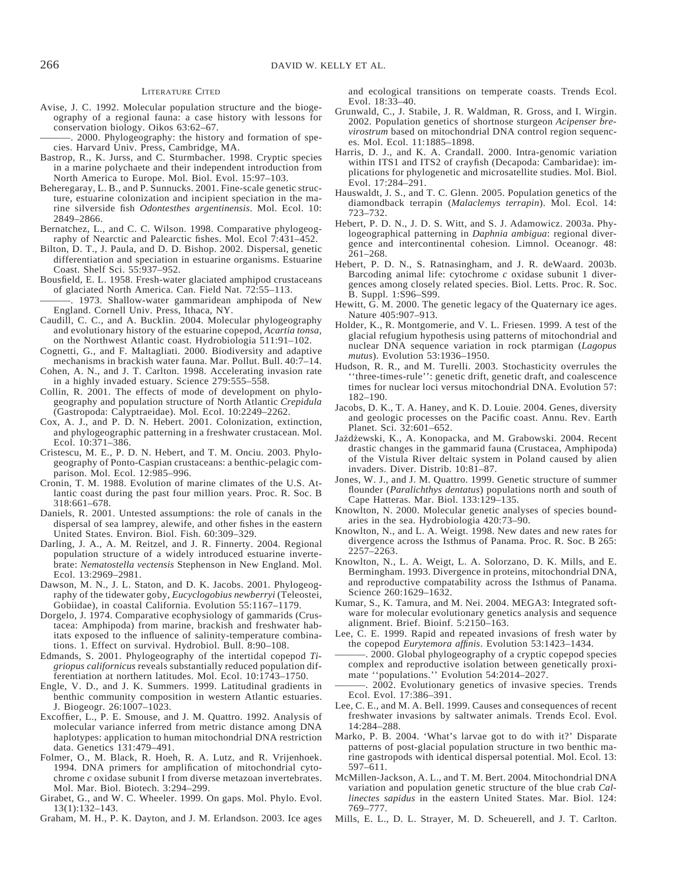## Literature Cited

Avise, J. C. 1992. Molecular population structure and the biogeography of a regional fauna: a case history with lessons for conservation biology. Oikos 63:62–67.

———. 2000. Phylogeography: the history and formation of species. Harvard Univ. Press, Cambridge, MA.

Bastrop, R., K. Jurss, and C. Sturmbacher. 1998. Cryptic species in a marine polychaete and their independent introduction from North America to Europe. Mol. Biol. Evol. 15:97–103.

Beheregaray, L. B., and P. Sunnucks. 2001. Fine-scale genetic structure, estuarine colonization and incipient speciation in the marine silverside fish *Odontesthes argentinensis*. Mol. Ecol. 10: 2849–2866.

Bernatchez, L., and C. C. Wilson. 1998. Comparative phylogeography of Nearctic and Palearctic fishes. Mol. Ecol 7:431–452.

Bilton, D. T., J. Paula, and D. D. Bishop. 2002. Dispersal, genetic differentiation and speciation in estuarine organisms. Estuarine Coast. Shelf Sci. 55:937–952.

Bousfield, E. L. 1958. Fresh-water glaciated amphipod crustaceans of glaciated North America. Can. Field Nat. 72:55–113.

———. 1973. Shallow-water gammaridean amphipoda of New England. Cornell Univ. Press, Ithaca, NY.

Caudill, C. C., and A. Bucklin. 2004. Molecular phylogeography and evolutionary history of the estuarine copepod, *Acartia tonsa*, on the Northwest Atlantic coast. Hydrobiologia 511:91–102.

Cognetti, G., and F. Maltagliati. 2000. Biodiversity and adaptive mechanisms in brackish water fauna. Mar. Pollut. Bull. 40:7–14.

Cohen, A. N., and J. T. Carlton. 1998. Accelerating invasion rate in a highly invaded estuary. Science 279:555–558.

Collin, R. 2001. The effects of mode of development on phylogeography and population structure of North Atlantic *Crepidula* (Gastropoda: Calyptraeidae). Mol. Ecol. 10:2249–2262.

Cox, A. J., and P. D. N. Hebert. 2001. Colonization, extinction, and phylogeographic patterning in a freshwater crustacean. Mol. Ecol. 10:371–386.

Cristescu, M. E., P. D. N. Hebert, and T. M. Onciu. 2003. Phylogeography of Ponto-Caspian crustaceans: a benthic-pelagic comparison. Mol. Ecol. 12:985–996.

Cronin, T. M. 1988. Evolution of marine climates of the U.S. Atlantic coast during the past four million years. Proc. R. Soc. B 318:661–678.

Daniels, R. 2001. Untested assumptions: the role of canals in the dispersal of sea lamprey, alewife, and other fishes in the eastern United States. Environ. Biol. Fish. 60:309–329.

Darling, J. A., A. M. Reitzel, and J. R. Finnerty. 2004. Regional population structure of a widely introduced estuarine invertebrate: *Nematostella vectensis* Stephenson in New England. Mol. Ecol. 13:2969–2981.

Dawson, M. N., J. L. Staton, and D. K. Jacobs. 2001. Phylogeography of the tidewater goby, *Eucyclogobius newberryi* (Teleostei, Gobiidae), in coastal California. Evolution 55:1167–1179.

Dorgelo, J. 1974. Comparative ecophysiology of gammarids (Crustacea: Amphipoda) from marine, brackish and freshwater habitats exposed to the influence of salinity-temperature combinations. 1. Effect on survival. Hydrobiol. Bull. 8:90–108.

Edmands, S. 2001. Phylogeography of the intertidal copepod *Tigriopus californicus* reveals substantially reduced population differentiation at northern latitudes. Mol. Ecol. 10:1743–1750.

Engle, V. D., and J. K. Summers. 1999. Latitudinal gradients in benthic community composition in western Atlantic estuaries. J. Biogeogr. 26:1007–1023.

Excoffier, L., P. E. Smouse, and J. M. Quattro. 1992. Analysis of molecular variance inferred from metric distance among DNA haplotypes: application to human mitochondrial DNA restriction data. Genetics 131:479–491.

Folmer, O., M. Black, R. Hoeh, R. A. Lutz, and R. Vrijenhoek. 1994. DNA primers for amplification of mitochondrial cytochrome *c* oxidase subunit I from diverse metazoan invertebrates. Mol. Mar. Biol. Biotech. 3:294–299.

Girabet, G., and W. C. Wheeler. 1999. On gaps. Mol. Phylo. Evol. 13(1):132–143.

Graham, M. H., P. K. Dayton, and J. M. Erlandson. 2003. Ice ages and ecological transitions on temperate coasts. Trends Ecol. Evol. 18:33–40.

Grunwald, C., J. Stabile, J. R. Waldman, R. Gross, and I. Wirgin. 2002. Population genetics of shortnose sturgeon *Acipenser brevirostrum* based on mitochondrial DNA control region sequences. Mol. Ecol. 11:1885–1898.

Harris, D. J., and K. A. Crandall. 2000. Intra-genomic variation within ITS1 and ITS2 of crayfish (Decapoda: Cambaridae): implications for phylogenetic and microsatellite studies. Mol. Biol. Evol. 17:284–291.

Hauswaldt, J. S., and T. C. Glenn. 2005. Population genetics of the diamondback terrapin (*Malaclemys terrapin*). Mol. Ecol. 14: 723–732.

Hebert, P. D. N., J. D. S. Witt, and S. J. Adamowicz. 2003a. Phylogeographical patterning in *Daphnia ambigua*: regional divergence and intercontinental cohesion. Limnol. Oceanogr. 48: 261–268.

Hebert, P. D. N., S. Ratnasingham, and J. R. deWaard. 2003b. Barcoding animal life: cytochrome *c* oxidase subunit 1 divergences among closely related species. Biol. Letts. Proc. R. Soc. B. Suppl. 1:S96–S99.

Hewitt, G. M. 2000. The genetic legacy of the Quaternary ice ages. Nature 405:907–913.

Holder, K., R. Montgomerie, and V. L. Friesen. 1999. A test of the glacial refugium hypothesis using patterns of mitochondrial and nuclear DNA sequence variation in rock ptarmigan (*Lagopus mutus*). Evolution 53:1936–1950.

Hudson, R. R., and M. Turelli. 2003. Stochasticity overrules the ''three-times-rule'': genetic drift, genetic draft, and coalescence times for nuclear loci versus mitochondrial DNA. Evolution 57: 182–190.

Jacobs, D. K., T. A. Haney, and K. D. Louie. 2004. Genes, diversity and geologic processes on the Pacific coast. Annu. Rev. Earth Planet. Sci. 32:601–652.

Jażdżewski, K., A. Konopacka, and M. Grabowski. 2004. Recent drastic changes in the gammarid fauna (Crustacea, Amphipoda) of the Vistula River deltaic system in Poland caused by alien invaders. Diver. Distrib. 10:81–87.

Jones, W. J., and J. M. Quattro. 1999. Genetic structure of summer flounder (*Paralichthys dentatus*) populations north and south of Cape Hatteras. Mar. Biol. 133:129–135.

Knowlton, N. 2000. Molecular genetic analyses of species boundaries in the sea. Hydrobiologia 420:73–90.

Knowlton, N., and L. A. Weigt. 1998. New dates and new rates for divergence across the Isthmus of Panama. Proc. R. Soc. B 265: 2257–2263.

Knowlton, N., L. A. Weigt, L. A. Solorzano, D. K. Mills, and E. Bermingham. 1993. Divergence in proteins, mitochondrial DNA, and reproductive compatability across the Isthmus of Panama. Science 260:1629–1632.

Kumar, S., K. Tamura, and M. Nei. 2004. MEGA3: Integrated software for molecular evolutionary genetics analysis and sequence alignment. Brief. Bioinf. 5:2150–163.

Lee, C. E. 1999. Rapid and repeated invasions of fresh water by the copepod *Eurytemora affinis*. Evolution 53:1423–1434.

———. 2000. Global phylogeography of a cryptic copepod species complex and reproductive isolation between genetically proximate ''populations.'' Evolution 54:2014–2027.

———. 2002. Evolutionary genetics of invasive species. Trends Ecol. Evol. 17:386–391.

Lee, C. E., and M. A. Bell. 1999. Causes and consequences of recent freshwater invasions by saltwater animals. Trends Ecol. Evol. 14:284–288.

Marko, P. B. 2004. 'What's larvae got to do with it?' Disparate patterns of post-glacial population structure in two benthic marine gastropods with identical dispersal potential. Mol. Ecol. 13: 597–611.

McMillen-Jackson, A. L., and T. M. Bert. 2004. Mitochondrial DNA variation and population genetic structure of the blue crab *Callinectes sapidus* in the eastern United States. Mar. Biol. 124: 769–777.

Mills, E. L., D. L. Strayer, M. D. Scheuerell, and J. T. Carlton.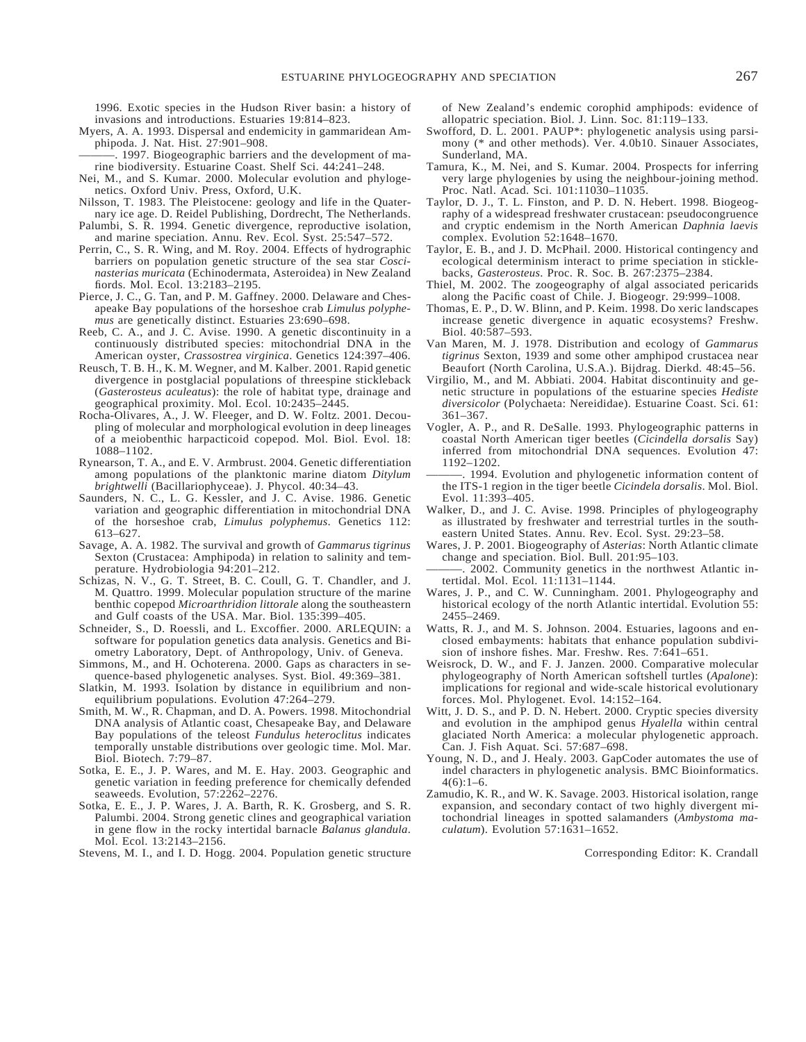1996. Exotic species in the Hudson River basin: a history of invasions and introductions. Estuaries 19:814–823.

Myers, A. A. 1993. Dispersal and endemicity in gammaridean Amphipoda. J. Nat. Hist. 27:901–908.

———. 1997. Biogeographic barriers and the development of marine biodiversity. Estuarine Coast. Shelf Sci. 44:241–248.

Nei, M., and S. Kumar. 2000. Molecular evolution and phylogenetics. Oxford Univ. Press, Oxford, U.K.

Nilsson, T. 1983. The Pleistocene: geology and life in the Quaternary ice age. D. Reidel Publishing, Dordrecht, The Netherlands.

Palumbi, S. R. 1994. Genetic divergence, reproductive isolation, and marine speciation. Annu. Rev. Ecol. Syst. 25:547–572.

Perrin, C., S. R. Wing, and M. Roy. 2004. Effects of hydrographic barriers on population genetic structure of the sea star *Coscinasterias muricata* (Echinodermata, Asteroidea) in New Zealand fiords. Mol. Ecol. 13:2183–2195.

Pierce, J. C., G. Tan, and P. M. Gaffney. 2000. Delaware and Chesapeake Bay populations of the horseshoe crab *Limulus polyphemus* are genetically distinct. Estuaries 23:690–698.

Reeb, C. A., and J. C. Avise. 1990. A genetic discontinuity in a continuously distributed species: mitochondrial DNA in the American oyster, *Crassostrea virginica*. Genetics 124:397–406.

Reusch, T. B. H., K. M. Wegner, and M. Kalber. 2001. Rapid genetic divergence in postglacial populations of threespine stickleback (*Gasterosteus aculeatus*): the role of habitat type, drainage and geographical proximity. Mol. Ecol. 10:2435–2445.

Rocha-Olivares, A., J. W. Fleeger, and D. W. Foltz. 2001. Decoupling of molecular and morphological evolution in deep lineages of a meiobenthic harpacticoid copepod. Mol. Biol. Evol. 18: 1088–1102.

Rynearson, T. A., and E. V. Armbrust. 2004. Genetic differentiation among populations of the planktonic marine diatom *Ditylum brightwelli* (Bacillariophyceae). J. Phycol. 40:34–43.

Saunders, N. C., L. G. Kessler, and J. C. Avise. 1986. Genetic variation and geographic differentiation in mitochondrial DNA of the horseshoe crab, *Limulus polyphemus*. Genetics 112: 613–627.

Savage, A. A. 1982. The survival and growth of *Gammarus tigrinus* Sexton (Crustacea: Amphipoda) in relation to salinity and temperature. Hydrobiologia 94:201–212.

Schizas, N. V., G. T. Street, B. C. Coull, G. T. Chandler, and J. M. Quattro. 1999. Molecular population structure of the marine benthic copepod *Microarthridion littorale* along the southeastern and Gulf coasts of the USA. Mar. Biol. 135:399–405.

Schneider, S., D. Roessli, and L. Excoffier. 2000. ARLEQUIN: a software for population genetics data analysis. Genetics and Biometry Laboratory, Dept. of Anthropology, Univ. of Geneva.

Simmons, M., and H. Ochoterena. 2000. Gaps as characters in sequence-based phylogenetic analyses. Syst. Biol. 49:369–381.

Slatkin, M. 1993. Isolation by distance in equilibrium and nonequilibrium populations. Evolution 47:264–279.

Smith, M. W., R. Chapman, and D. A. Powers. 1998. Mitochondrial DNA analysis of Atlantic coast, Chesapeake Bay, and Delaware Bay populations of the teleost *Fundulus heteroclitus* indicates temporally unstable distributions over geologic time. Mol. Mar. Biol. Biotech. 7:79–87.

Sotka, E. E., J. P. Wares, and M. E. Hay. 2003. Geographic and genetic variation in feeding preference for chemically defended seaweeds. Evolution, 57:2262–2276.

Sotka, E. E., J. P. Wares, J. A. Barth, R. K. Grosberg, and S. R. Palumbi. 2004. Strong genetic clines and geographical variation in gene flow in the rocky intertidal barnacle *Balanus glandula*. Mol. Ecol. 13:2143–2156.

Stevens, M. I., and I. D. Hogg. 2004. Population genetic structure of New Zealand's endemic corophid amphipods: evidence of allopatric speciation. Biol. J. Linn. Soc. 81:119–133.

Swofford, D. L. 2001. PAUP*: phylogenetic analysis using parsimony (* and other methods). Ver. 4.0b10. Sinauer Associates, Sunderland, MA.

Tamura, K., M. Nei, and S. Kumar. 2004. Prospects for inferring very large phylogenies by using the neighbour-joining method. Proc. Natl. Acad. Sci. 101:11030–11035.

Taylor, D. J., T. L. Finston, and P. D. N. Hebert. 1998. Biogeography of a widespread freshwater crustacean: pseudocongruence and cryptic endemism in the North American *Daphnia laevis* complex. Evolution 52:1648–1670.

Taylor, E. B., and J. D. McPhail. 2000. Historical contingency and ecological determinism interact to prime speciation in sticklebacks, *Gasterosteus*. Proc. R. Soc. B. 267:2375–2384.

Thiel, M. 2002. The zoogeography of algal associated pericarids along the Pacific coast of Chile. J. Biogeogr. 29:999–1008.

Thomas, E. P., D. W. Blinn, and P. Keim. 1998. Do xeric landscapes increase genetic divergence in aquatic ecosystems? Freshw. Biol. 40:587–593.

Van Maren, M. J. 1978. Distribution and ecology of *Gammarus tigrinus* Sexton, 1939 and some other amphipod crustacea near Beaufort (North Carolina, U.S.A.). Bijdrag. Dierkd. 48:45–56.

Virgilio, M., and M. Abbiati. 2004. Habitat discontinuity and genetic structure in populations of the estuarine species *Hediste diversicolor* (Polychaeta: Nereididae). Estuarine Coast. Sci. 61: 361–367.

Vogler, A. P., and R. DeSalle. 1993. Phylogeographic patterns in coastal North American tiger beetles (*Cicindella dorsalis* Say) inferred from mitochondrial DNA sequences. Evolution 47: 1192–1202.

———. 1994. Evolution and phylogenetic information content of the ITS-1 region in the tiger beetle *Cicindela dorsalis*. Mol. Biol. Evol. 11:393–405.

Walker, D., and J. C. Avise. 1998. Principles of phylogeography as illustrated by freshwater and terrestrial turtles in the southeastern United States. Annu. Rev. Ecol. Syst. 29:23–58.

Wares, J. P. 2001. Biogeography of *Asterias*: North Atlantic climate change and speciation. Biol. Bull. 201:95–103.

———. 2002. Community genetics in the northwest Atlantic intertidal. Mol. Ecol. 11:1131–1144.

Wares, J. P., and C. W. Cunningham. 2001. Phylogeography and historical ecology of the north Atlantic intertidal. Evolution 55: 2455–2469.

Watts, R. J., and M. S. Johnson. 2004. Estuaries, lagoons and enclosed embayments: habitats that enhance population subdivision of inshore fishes. Mar. Freshw. Res. 7:641–651.

Weisrock, D. W., and F. J. Janzen. 2000. Comparative molecular phylogeography of North American softshell turtles (*Apalone*): implications for regional and wide-scale historical evolutionary forces. Mol. Phylogenet. Evol. 14:152–164.

Witt, J. D. S., and P. D. N. Hebert. 2000. Cryptic species diversity and evolution in the amphipod genus *Hyalella* within central glaciated North America: a molecular phylogenetic approach. Can. J. Fish Aquat. Sci. 57:687–698.

Young, N. D., and J. Healy. 2003. GapCoder automates the use of indel characters in phylogenetic analysis. BMC Bioinformatics. 4(6):1–6.

Zamudio, K. R., and W. K. Savage. 2003. Historical isolation, range expansion, and secondary contact of two highly divergent mitochondrial lineages in spotted salamanders (*Ambystoma maculatum*). Evolution 57:1631–1652.

Corresponding Editor: K. Crandall